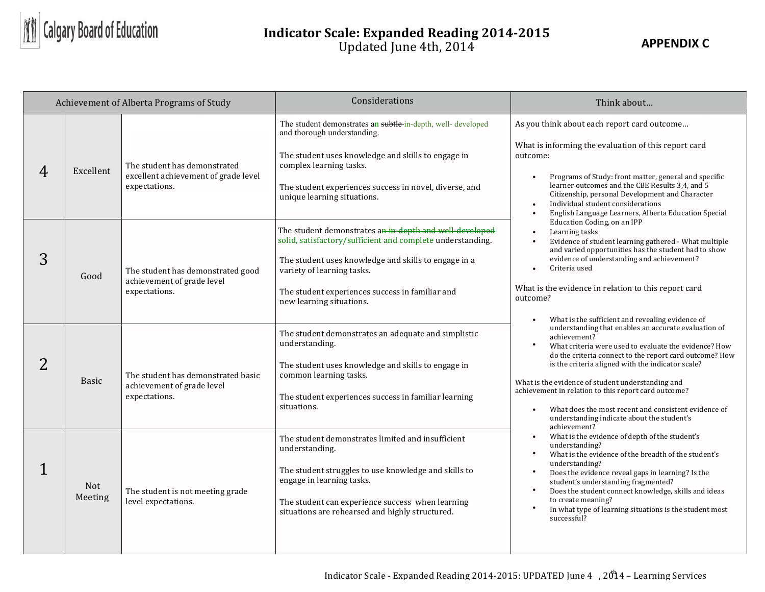# Indicator Scale: Expanded Reading 2014-2015

Updated June 4th, 2014

**APPENDIX C**

| Achievement of Alberta Programs of Study | | | Considerations | Think about… |
|---|---|---|---|---|
| 4 | Excellent | The student has demonstrated excellent achievement of grade level expectations. | The student demonstrates an ~~subtle~~ in-depth, well- developed and thorough understanding.<br><br>The student uses knowledge and skills to engage in complex learning tasks.<br><br>The student experiences success in novel, diverse, and unique learning situations. | As you think about each report card outcome…<br><br>What is informing the evaluation of this report card outcome:<br><br>• Programs of Study: front matter, general and specific learner outcomes and the CBE Results 3,4, and 5 Citizenship, personal Development and Character<br>• Individual student considerations<br>• English Language Learners, Alberta Education Special Education Coding, on an IPP<br>• Learning tasks<br>• Evidence of student learning gathered - What multiple and varied opportunities has the student had to show evidence of understanding and achievement?<br>• Criteria used<br><br>What is the evidence in relation to this report card outcome?<br><br>• What is the sufficient and revealing evidence of understanding that enables an accurate evaluation of achievement?<br>• What criteria were used to evaluate the evidence? How do the criteria connect to the report card outcome? How is the criteria aligned with the indicator scale?<br><br>What is the evidence of student understanding and achievement in relation to this report card outcome?<br><br>• What does the most recent and consistent evidence of understanding indicate about the student's achievement?<br>• What is the evidence of depth of the student's understanding?<br>• What is the evidence of the breadth of the student's understanding?<br>• Does the evidence reveal gaps in learning? Is the student's understanding fragmented?<br>• Does the student connect knowledge, skills and ideas to create meaning?<br>• In what type of learning situations is the student most successful? |
| 3 | Good | The student has demonstrated good achievement of grade level expectations. | The student demonstrates a~~n in-depth and well-developed~~ solid, satisfactory/sufficient and complete understanding.<br><br>The student uses knowledge and skills to engage in a variety of learning tasks.<br><br>The student experiences success in familiar and new learning situations. | |
| 2 | Basic | The student has demonstrated basic achievement of grade level expectations. | The student demonstrates an adequate and simplistic understanding.<br><br>The student uses knowledge and skills to engage in common learning tasks.<br><br>The student experiences success in familiar learning situations. | |
| 1 | Not Meeting | The student is not meeting grade level expectations. | The student demonstrates limited and insufficient understanding.<br><br>The student struggles to use knowledge and skills to engage in learning tasks.<br><br>The student can experience success when learning situations are rehearsed and highly structured. | |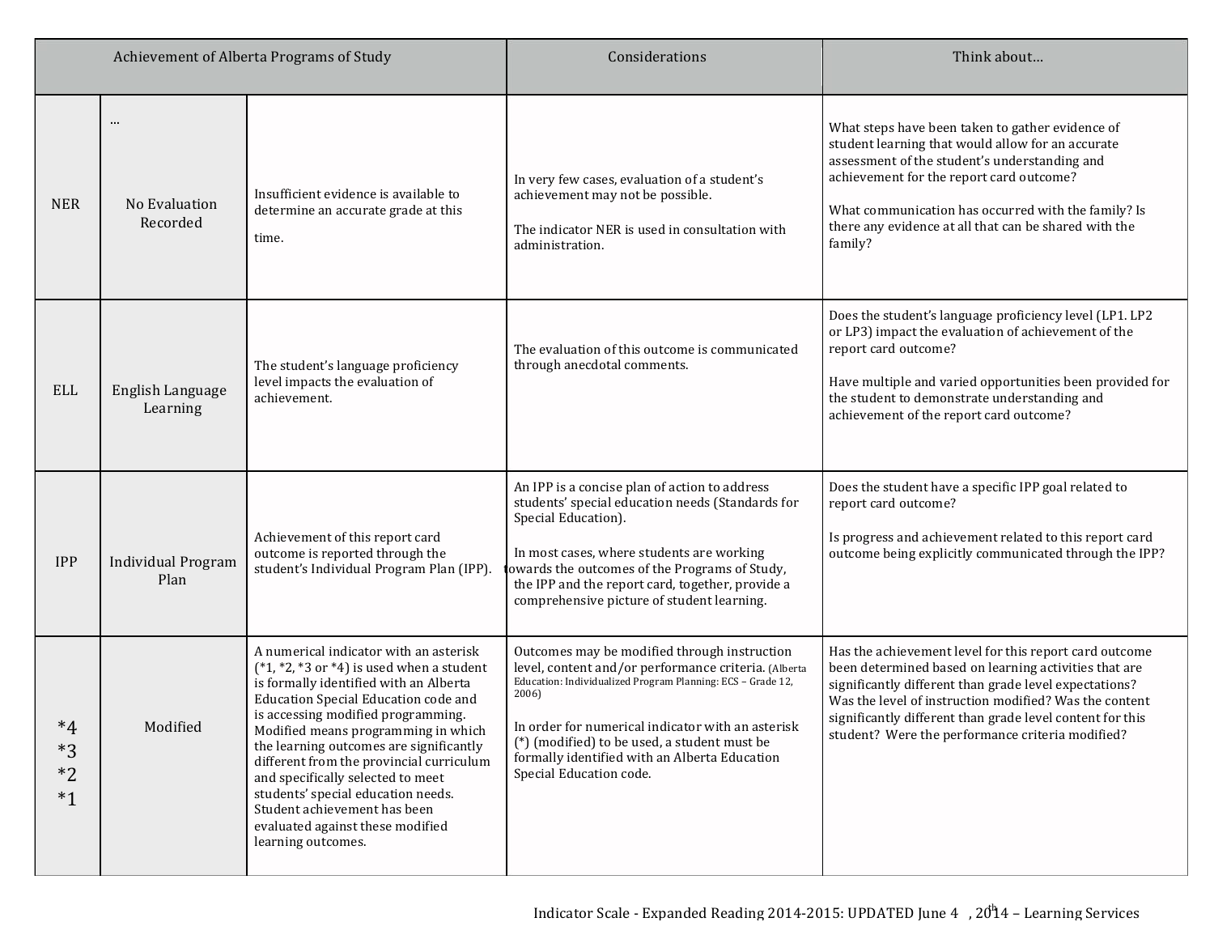| Achievement of Alberta Programs of Study | | | Considerations | Think about… |
|---|---|---|---|---|
| | … | | | |
| NER | No Evaluation Recorded | Insufficient evidence is available to determine an accurate grade at this time. | In very few cases, evaluation of a student's achievement may not be possible.<br><br>The indicator NER is used in consultation with administration. | What steps have been taken to gather evidence of student learning that would allow for an accurate assessment of the student's understanding and achievement for the report card outcome?<br><br>What communication has occurred with the family? Is there any evidence at all that can be shared with the family? |
| ELL | English Language Learning | The student's language proficiency level impacts the evaluation of achievement. | The evaluation of this outcome is communicated through anecdotal comments. | Does the student's language proficiency level (LP1. LP2 or LP3) impact the evaluation of achievement of the report card outcome?<br><br>Have multiple and varied opportunities been provided for the student to demonstrate understanding and achievement of the report card outcome? |
| IPP | Individual Program Plan | Achievement of this report card outcome is reported through the student's Individual Program Plan (IPP). | An IPP is a concise plan of action to address students' special education needs (Standards for Special Education).<br><br>In most cases, where students are working towards the outcomes of the Programs of Study, the IPP and the report card, together, provide a comprehensive picture of student learning. | Does the student have a specific IPP goal related to report card outcome?<br><br>Is progress and achievement related to this report card outcome being explicitly communicated through the IPP? |
| *4<br>*3<br>*2<br>*1 | Modified | A numerical indicator with an asterisk (*1, *2, *3 or *4) is used when a student is formally identified with an Alberta Education Special Education code and is accessing modified programming. Modified means programming in which the learning outcomes are significantly different from the provincial curriculum and specifically selected to meet students' special education needs. Student achievement has been evaluated against these modified learning outcomes. | Outcomes may be modified through instruction level, content and/or performance criteria. (Alberta Education: Individualized Program Planning: ECS – Grade 12, 2006)<br><br>In order for numerical indicator with an asterisk (*) (modified) to be used, a student must be formally identified with an Alberta Education Special Education code. | Has the achievement level for this report card outcome been determined based on learning activities that are significantly different than grade level expectations? Was the level of instruction modified? Was the content significantly different than grade level content for this student? Were the performance criteria modified? |